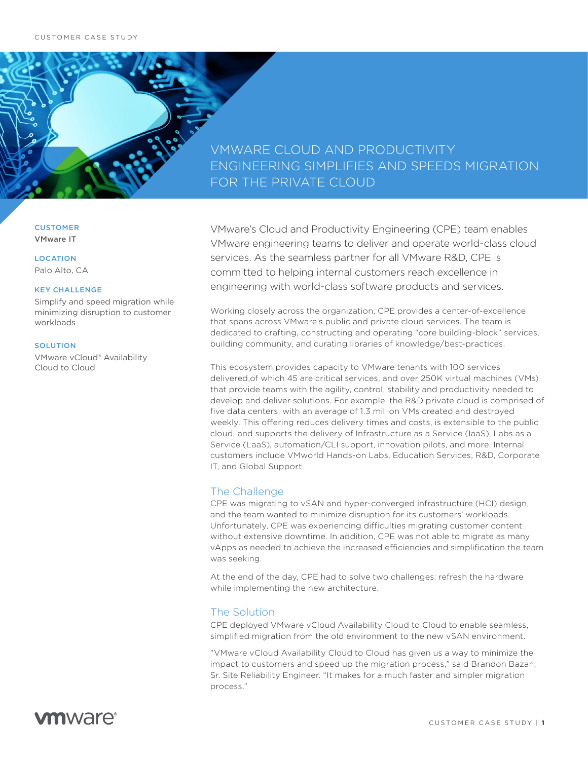CUSTOMER CASE STUDY

# VMWARE CLOUD AND PRODUCTIVITY ENGINEERING SIMPLIFIES AND SPEEDS MIGRATION FOR THE PRIVATE CLOUD

**CUSTOMER**
VMware IT

**LOCATION**
Palo Alto, CA

**KEY CHALLENGE**
Simplify and speed migration while minimizing disruption to customer workloads

**SOLUTION**
VMware vCloud® Availability Cloud to Cloud

VMware's Cloud and Productivity Engineering (CPE) team enables VMware engineering teams to deliver and operate world-class cloud services. As the seamless partner for all VMware R&D, CPE is committed to helping internal customers reach excellence in engineering with world-class software products and services.

Working closely across the organization, CPE provides a center-of-excellence that spans across VMware's public and private cloud services. The team is dedicated to crafting, constructing and operating "core building-block" services, building community, and curating libraries of knowledge/best-practices.

This ecosystem provides capacity to VMware tenants with 100 services delivered,of which 45 are critical services, and over 250K virtual machines (VMs) that provide teams with the agility, control, stability and productivity needed to develop and deliver solutions. For example, the R&D private cloud is comprised of five data centers, with an average of 1.3 million VMs created and destroyed weekly. This offering reduces delivery times and costs, is extensible to the public cloud, and supports the delivery of Infrastructure as a Service (IaaS), Labs as a Service (LaaS), automation/CLI support, innovation pilots, and more. Internal customers include VMworld Hands-on Labs, Education Services, R&D, Corporate IT, and Global Support.

## The Challenge

CPE was migrating to vSAN and hyper-converged infrastructure (HCI) design, and the team wanted to minimize disruption for its customers' workloads. Unfortunately, CPE was experiencing difficulties migrating customer content without extensive downtime. In addition, CPE was not able to migrate as many vApps as needed to achieve the increased efficiencies and simplification the team was seeking.

At the end of the day, CPE had to solve two challenges: refresh the hardware while implementing the new architecture.

## The Solution

CPE deployed VMware vCloud Availability Cloud to Cloud to enable seamless, simplified migration from the old environment to the new vSAN environment.

"VMware vCloud Availability Cloud to Cloud has given us a way to minimize the impact to customers and speed up the migration process," said Brandon Bazan, Sr. Site Reliability Engineer. "It makes for a much faster and simpler migration process."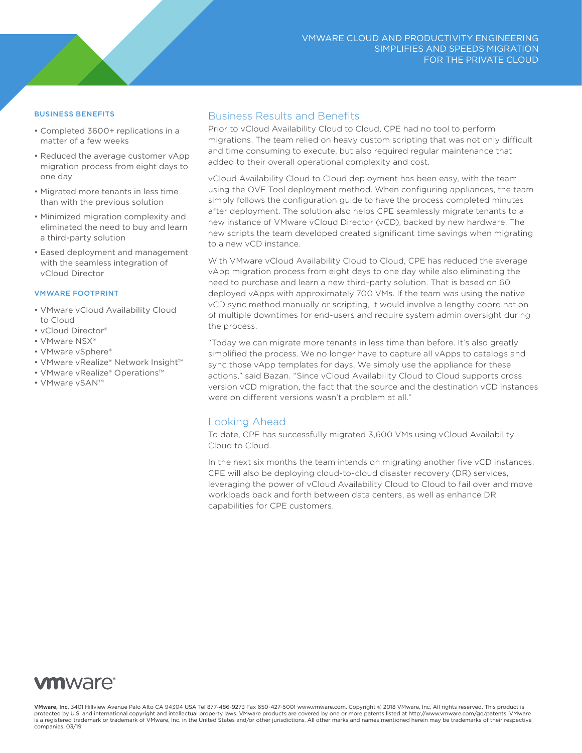## Business Results and Benefits

Prior to vCloud Availability Cloud to Cloud, CPE had no tool to perform migrations. The team relied on heavy custom scripting that was not only difficult and time consuming to execute, but also required regular maintenance that added to their overall operational complexity and cost.

vCloud Availability Cloud to Cloud deployment has been easy, with the team using the OVF Tool deployment method. When configuring appliances, the team simply follows the configuration guide to have the process completed minutes after deployment. The solution also helps CPE seamlessly migrate tenants to a new instance of VMware vCloud Director (vCD), backed by new hardware. The new scripts the team developed created significant time savings when migrating to a new vCD instance.

With VMware vCloud Availability Cloud to Cloud, CPE has reduced the average vApp migration process from eight days to one day while also eliminating the need to purchase and learn a new third-party solution. That is based on 60 deployed vApps with approximately 700 VMs. If the team was using the native vCD sync method manually or scripting, it would involve a lengthy coordination of multiple downtimes for end-users and require system admin oversight during the process.

"Today we can migrate more tenants in less time than before. It's also greatly simplified the process. We no longer have to capture all vApps to catalogs and sync those vApp templates for days. We simply use the appliance for these actions," said Bazan. "Since vCloud Availability Cloud to Cloud supports cross version vCD migration, the fact that the source and the destination vCD instances were on different versions wasn't a problem at all."

## Looking Ahead

To date, CPE has successfully migrated 3,600 VMs using vCloud Availability Cloud to Cloud.

In the next six months the team intends on migrating another five vCD instances. CPE will also be deploying cloud-to-cloud disaster recovery (DR) services, leveraging the power of vCloud Availability Cloud to Cloud to fail over and move workloads back and forth between data centers, as well as enhance DR capabilities for CPE customers.

### BUSINESS BENEFITS

- Completed 3600+ replications in a matter of a few weeks
- Reduced the average customer vApp migration process from eight days to one day
- Migrated more tenants in less time than with the previous solution
- Minimized migration complexity and eliminated the need to buy and learn a third-party solution
- Eased deployment and management with the seamless integration of vCloud Director

### VMWARE FOOTPRINT

- VMware vCloud Availability Cloud to Cloud
- vCloud Director®
- VMware NSX®
- VMware vSphere®
- VMware vRealize® Network Insight™
- VMware vRealize® Operations™
- VMware vSAN™

**VMware, Inc.** 3401 Hillview Avenue Palo Alto CA 94304 USA Tel 877-486-9273 Fax 650-427-5001 www.vmware.com. Copyright © 2018 VMware, Inc. All rights reserved. This product is protected by U.S. and international copyright and intellectual property laws. VMware products are covered by one or more patents listed at http://www.vmware.com/go/patents. VMware is a registered trademark or trademark of VMware, Inc. in the United States and/or other jurisdictions. All other marks and names mentioned herein may be trademarks of their respective companies. 03/19